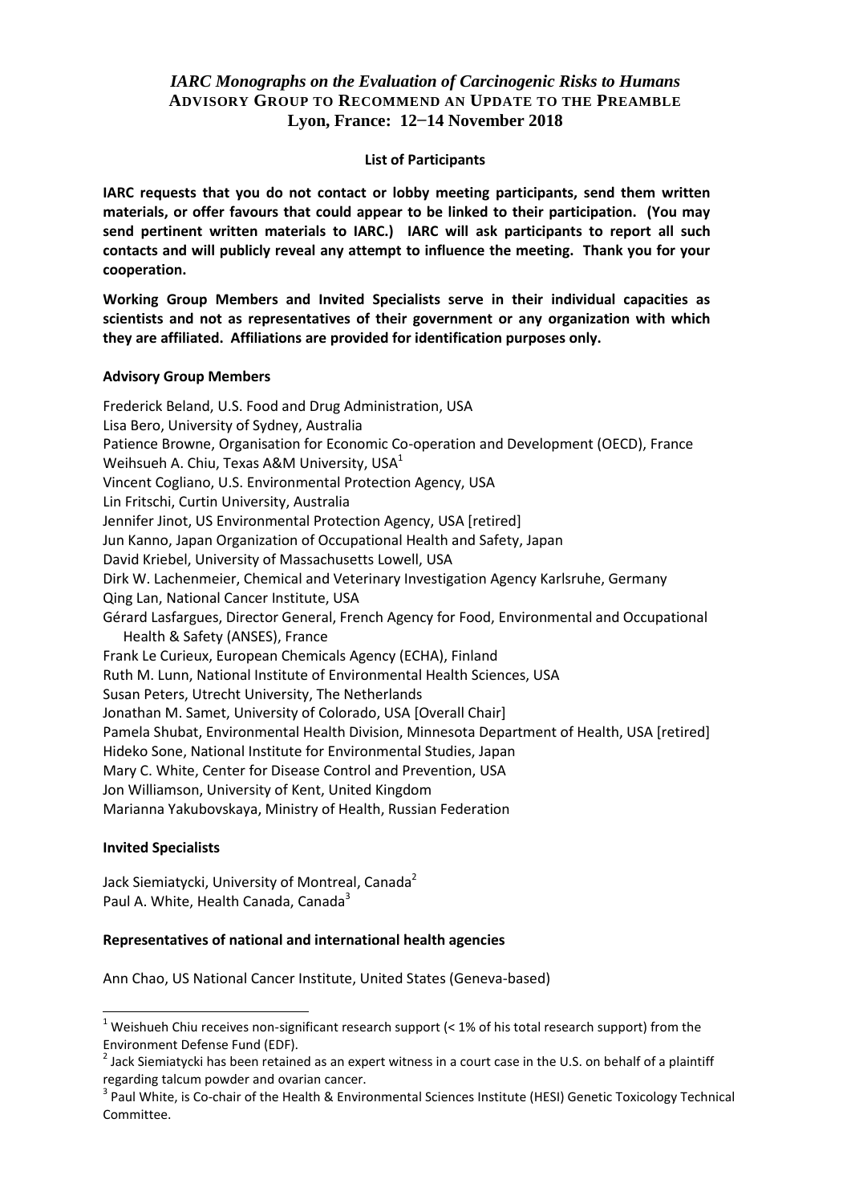# *IARC Monographs on the Evaluation of Carcinogenic Risks to Humans*

## ADVISORY GROUP TO RECOMMEND AN UPDATE TO THE PREAMBLE

### Lyon, France: 12−14 November 2018

**List of Participants**

**IARC requests that you do not contact or lobby meeting participants, send them written materials, or offer favours that could appear to be linked to their participation. (You may send pertinent written materials to IARC.) IARC will ask participants to report all such contacts and will publicly reveal any attempt to influence the meeting. Thank you for your cooperation.**

**Working Group Members and Invited Specialists serve in their individual capacities as scientists and not as representatives of their government or any organization with which they are affiliated. Affiliations are provided for identification purposes only.**

**Advisory Group Members**

Frederick Beland, U.S. Food and Drug Administration, USA
Lisa Bero, University of Sydney, Australia
Patience Browne, Organisation for Economic Co-operation and Development (OECD), France
Weihsueh A. Chiu, Texas A&M University, USA[1]
Vincent Cogliano, U.S. Environmental Protection Agency, USA
Lin Fritschi, Curtin University, Australia
Jennifer Jinot, US Environmental Protection Agency, USA [retired]
Jun Kanno, Japan Organization of Occupational Health and Safety, Japan
David Kriebel, University of Massachusetts Lowell, USA
Dirk W. Lachenmeier, Chemical and Veterinary Investigation Agency Karlsruhe, Germany
Qing Lan, National Cancer Institute, USA
Gérard Lasfargues, Director General, French Agency for Food, Environmental and Occupational Health & Safety (ANSES), France
Frank Le Curieux, European Chemicals Agency (ECHA), Finland
Ruth M. Lunn, National Institute of Environmental Health Sciences, USA
Susan Peters, Utrecht University, The Netherlands
Jonathan M. Samet, University of Colorado, USA [Overall Chair]
Pamela Shubat, Environmental Health Division, Minnesota Department of Health, USA [retired]
Hideko Sone, National Institute for Environmental Studies, Japan
Mary C. White, Center for Disease Control and Prevention, USA
Jon Williamson, University of Kent, United Kingdom
Marianna Yakubovskaya, Ministry of Health, Russian Federation

**Invited Specialists**

Jack Siemiatycki, University of Montreal, Canada[2]
Paul A. White, Health Canada, Canada[3]

**Representatives of national and international health agencies**

Ann Chao, US National Cancer Institute, United States (Geneva-based)

---

[1] Weishueh Chiu receives non-significant research support (< 1% of his total research support) from the Environment Defense Fund (EDF).

[2] Jack Siemiatycki has been retained as an expert witness in a court case in the U.S. on behalf of a plaintiff regarding talcum powder and ovarian cancer.

[3] Paul White, is Co-chair of the Health & Environmental Sciences Institute (HESI) Genetic Toxicology Technical Committee.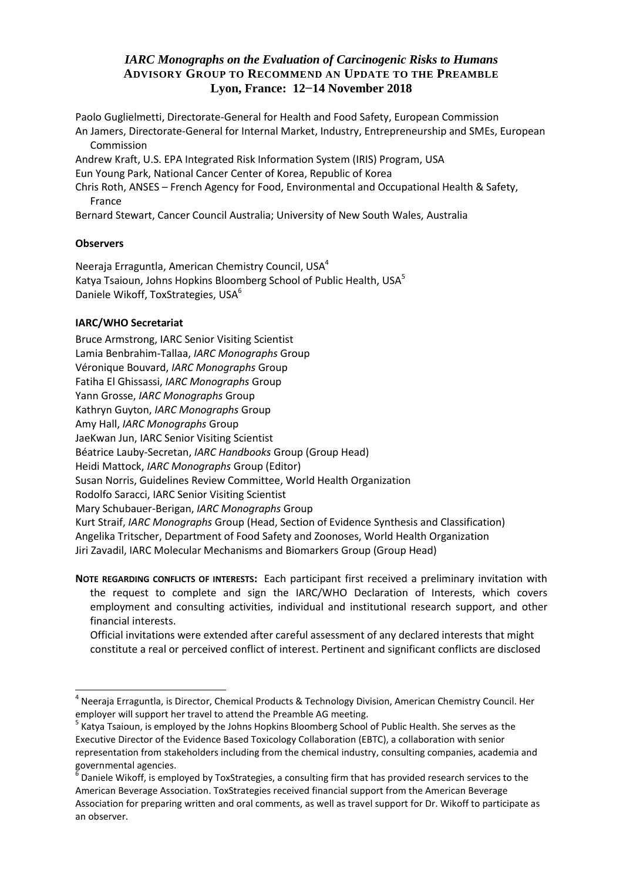# *IARC Monographs on the Evaluation of Carcinogenic Risks to Humans*
## ADVISORY GROUP TO RECOMMEND AN UPDATE TO THE PREAMBLE
## Lyon, France: 12−14 November 2018

Paolo Guglielmetti, Directorate-General for Health and Food Safety, European Commission
An Jamers, Directorate-General for Internal Market, Industry, Entrepreneurship and SMEs, European Commission
Andrew Kraft, U.S. EPA Integrated Risk Information System (IRIS) Program, USA
Eun Young Park, National Cancer Center of Korea, Republic of Korea
Chris Roth, ANSES – French Agency for Food, Environmental and Occupational Health & Safety, France
Bernard Stewart, Cancer Council Australia; University of New South Wales, Australia

**Observers**

Neeraja Erraguntla, American Chemistry Council, USA[4]
Katya Tsaioun, Johns Hopkins Bloomberg School of Public Health, USA[5]
Daniele Wikoff, ToxStrategies, USA[6]

**IARC/WHO Secretariat**

Bruce Armstrong, IARC Senior Visiting Scientist
Lamia Benbrahim-Tallaa, *IARC Monographs* Group
Véronique Bouvard, *IARC Monographs* Group
Fatiha El Ghissassi, *IARC Monographs* Group
Yann Grosse, *IARC Monographs* Group
Kathryn Guyton, *IARC Monographs* Group
Amy Hall, *IARC Monographs* Group
JaeKwan Jun, IARC Senior Visiting Scientist
Béatrice Lauby-Secretan, *IARC Handbooks* Group (Group Head)
Heidi Mattock, *IARC Monographs* Group (Editor)
Susan Norris, Guidelines Review Committee, World Health Organization
Rodolfo Saracci, IARC Senior Visiting Scientist
Mary Schubauer-Berigan, *IARC Monographs* Group
Kurt Straif, *IARC Monographs* Group (Head, Section of Evidence Synthesis and Classification)
Angelika Tritscher, Department of Food Safety and Zoonoses, World Health Organization
Jiri Zavadil, IARC Molecular Mechanisms and Biomarkers Group (Group Head)

**NOTE REGARDING CONFLICTS OF INTERESTS:** Each participant first received a preliminary invitation with the request to complete and sign the IARC/WHO Declaration of Interests, which covers employment and consulting activities, individual and institutional research support, and other financial interests.

Official invitations were extended after careful assessment of any declared interests that might constitute a real or perceived conflict of interest. Pertinent and significant conflicts are disclosed

---

[4] Neeraja Erraguntla, is Director, Chemical Products & Technology Division, American Chemistry Council. Her employer will support her travel to attend the Preamble AG meeting.

[5] Katya Tsaioun, is employed by the Johns Hopkins Bloomberg School of Public Health. She serves as the Executive Director of the Evidence Based Toxicology Collaboration (EBTC), a collaboration with senior representation from stakeholders including from the chemical industry, consulting companies, academia and governmental agencies.

[6] Daniele Wikoff, is employed by ToxStrategies, a consulting firm that has provided research services to the American Beverage Association. ToxStrategies received financial support from the American Beverage Association for preparing written and oral comments, as well as travel support for Dr. Wikoff to participate as an observer.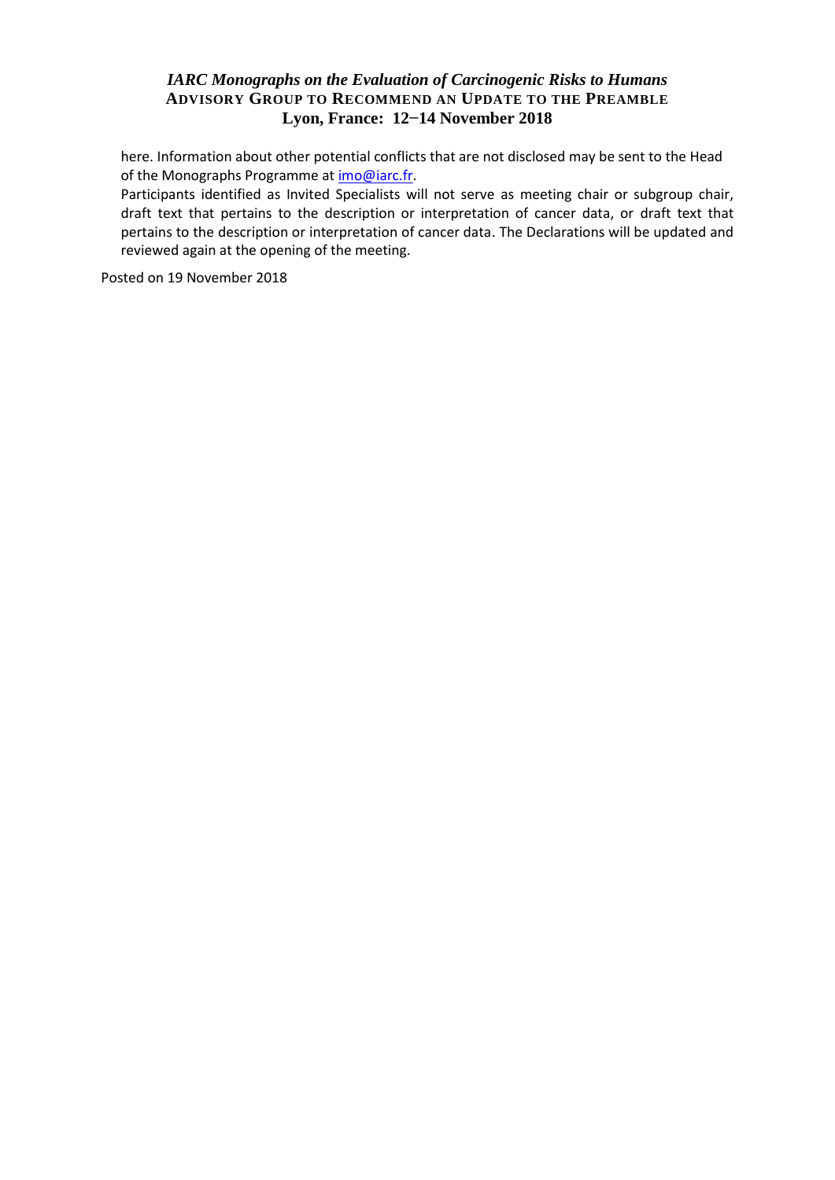here. Information about other potential conflicts that are not disclosed may be sent to the Head of the Monographs Programme at imo@iarc.fr.

Participants identified as Invited Specialists will not serve as meeting chair or subgroup chair, draft text that pertains to the description or interpretation of cancer data, or draft text that pertains to the description or interpretation of cancer data. The Declarations will be updated and reviewed again at the opening of the meeting.

Posted on 19 November 2018